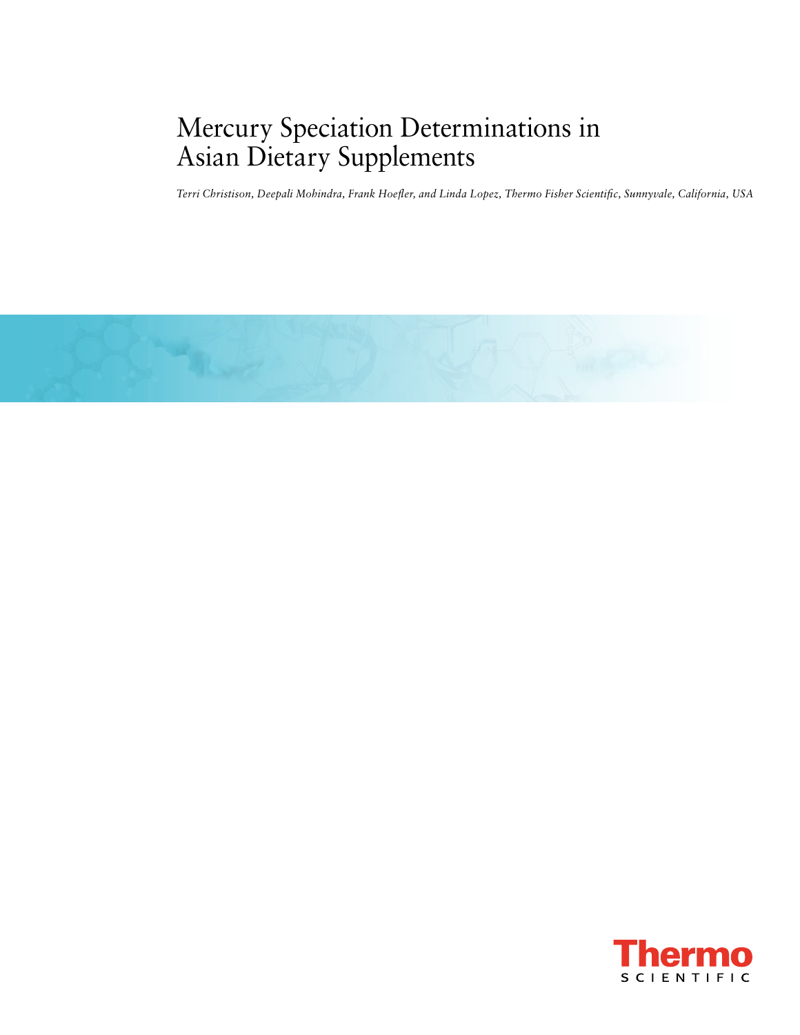# Mercury Speciation Determinations in Asian Dietary Supplements

*Terri Christison, Deepali Mohindra, Frank Hoefler, and Linda Lopez, Thermo Fisher Scientific, Sunnyvale, California, USA*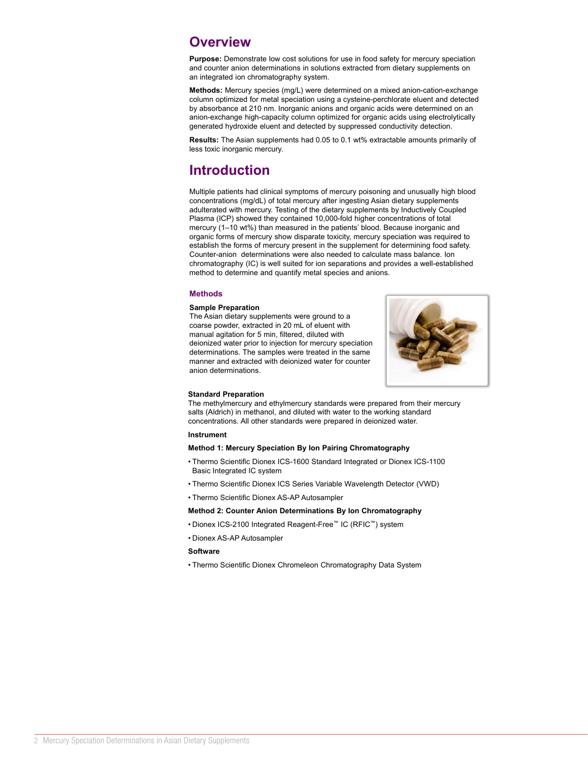## Overview

**Purpose:** Demonstrate low cost solutions for use in food safety for mercury speciation and counter anion determinations in solutions extracted from dietary supplements on an integrated ion chromatography system.

**Methods:** Mercury species (mg/L) were determined on a mixed anion-cation-exchange column optimized for metal speciation using a cysteine-perchlorate eluent and detected by absorbance at 210 nm. Inorganic anions and organic acids were determined on an anion-exchange high-capacity column optimized for organic acids using electrolytically generated hydroxide eluent and detected by suppressed conductivity detection.

**Results:** The Asian supplements had 0.05 to 0.1 wt% extractable amounts primarily of less toxic inorganic mercury.

## Introduction

Multiple patients had clinical symptoms of mercury poisoning and unusually high blood concentrations (mg/dL) of total mercury after ingesting Asian dietary supplements adulterated with mercury. Testing of the dietary supplements by Inductively Coupled Plasma (ICP) showed they contained 10,000-fold higher concentrations of total mercury (1–10 wt%) than measured in the patients' blood. Because inorganic and organic forms of mercury show disparate toxicity, mercury speciation was required to establish the forms of mercury present in the supplement for determining food safety. Counter-anion determinations were also needed to calculate mass balance. Ion chromatography (IC) is well suited for ion separations and provides a well-established method to determine and quantify metal species and anions.

### Methods

**Sample Preparation**

The Asian dietary supplements were ground to a coarse powder, extracted in 20 mL of eluent with manual agitation for 5 min, filtered, diluted with deionized water prior to injection for mercury speciation determinations. The samples were treated in the same manner and extracted with deionized water for counter anion determinations.

**Standard Preparation**

The methylmercury and ethylmercury standards were prepared from their mercury salts (Aldrich) in methanol, and diluted with water to the working standard concentrations. All other standards were prepared in deionized water.

**Instrument**

**Method 1: Mercury Speciation By Ion Pairing Chromatography**

- Thermo Scientific Dionex ICS-1600 Standard Integrated or Dionex ICS-1100 Basic Integrated IC system
- Thermo Scientific Dionex ICS Series Variable Wavelength Detector (VWD)
- Thermo Scientific Dionex AS-AP Autosampler

**Method 2: Counter Anion Determinations By Ion Chromatography**

- Dionex ICS-2100 Integrated Reagent-Free™ IC (RFIC™) system
- Dionex AS-AP Autosampler

**Software**

- Thermo Scientific Dionex Chromeleon Chromatography Data System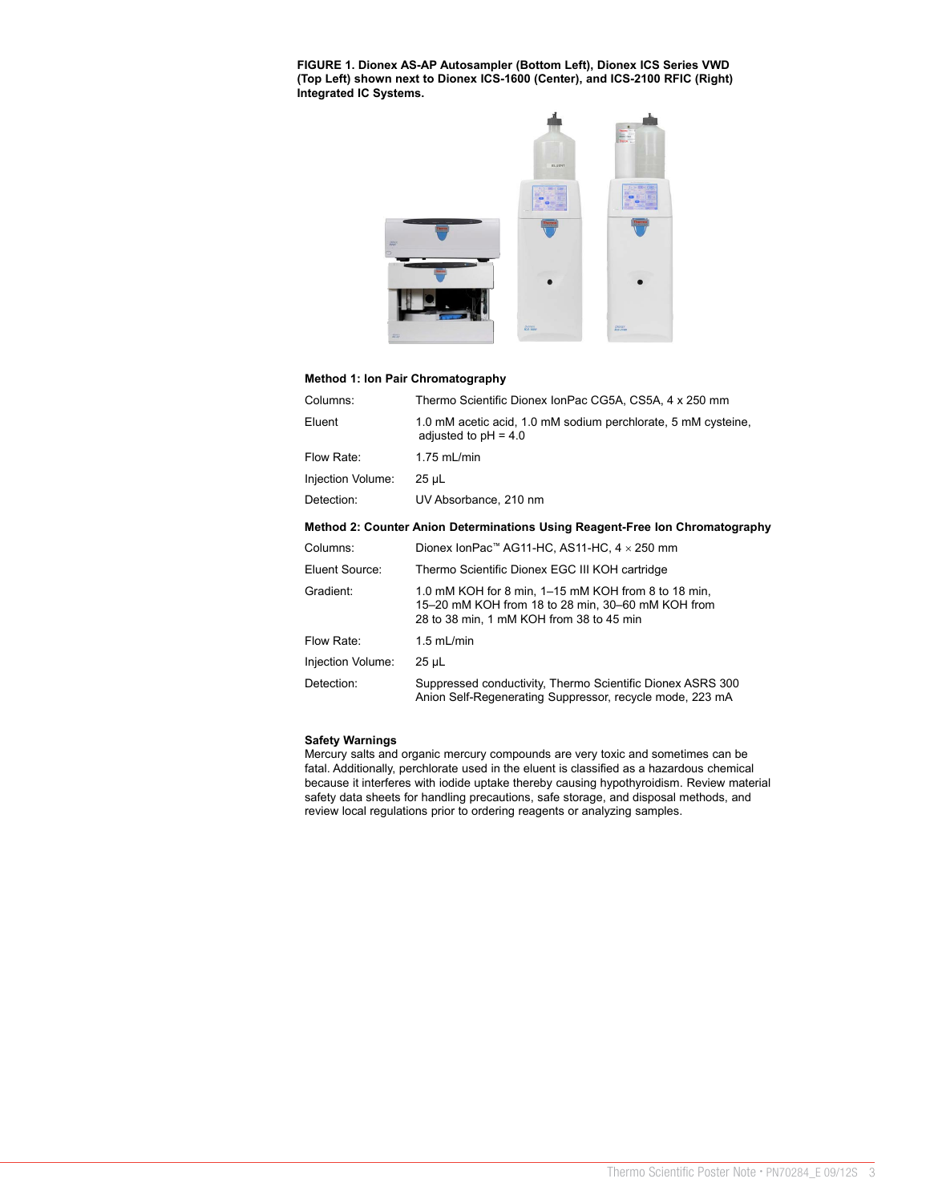**FIGURE 1. Dionex AS-AP Autosampler (Bottom Left), Dionex ICS Series VWD (Top Left) shown next to Dionex ICS-1600 (Center), and ICS-2100 RFIC (Right) Integrated IC Systems.**

**Method 1: Ion Pair Chromatography**

| | |
|---|---|
| Columns: | Thermo Scientific Dionex IonPac CG5A, CS5A, 4 x 250 mm |
| Eluent | 1.0 mM acetic acid, 1.0 mM sodium perchlorate, 5 mM cysteine, adjusted to pH = 4.0 |
| Flow Rate: | 1.75 mL/min |
| Injection Volume: | 25 µL |
| Detection: | UV Absorbance, 210 nm |

**Method 2: Counter Anion Determinations Using Reagent-Free Ion Chromatography**

| | |
|---|---|
| Columns: | Dionex IonPac™ AG11-HC, AS11-HC, 4 × 250 mm |
| Eluent Source: | Thermo Scientific Dionex EGC III KOH cartridge |
| Gradient: | 1.0 mM KOH for 8 min, 1–15 mM KOH from 8 to 18 min, 15–20 mM KOH from 18 to 28 min, 30–60 mM KOH from 28 to 38 min, 1 mM KOH from 38 to 45 min |
| Flow Rate: | 1.5 mL/min |
| Injection Volume: | 25 µL |
| Detection: | Suppressed conductivity, Thermo Scientific Dionex ASRS 300 Anion Self-Regenerating Suppressor, recycle mode, 223 mA |

**Safety Warnings**

Mercury salts and organic mercury compounds are very toxic and sometimes can be fatal. Additionally, perchlorate used in the eluent is classified as a hazardous chemical because it interferes with iodide uptake thereby causing hypothyroidism. Review material safety data sheets for handling precautions, safe storage, and disposal methods, and review local regulations prior to ordering reagents or analyzing samples.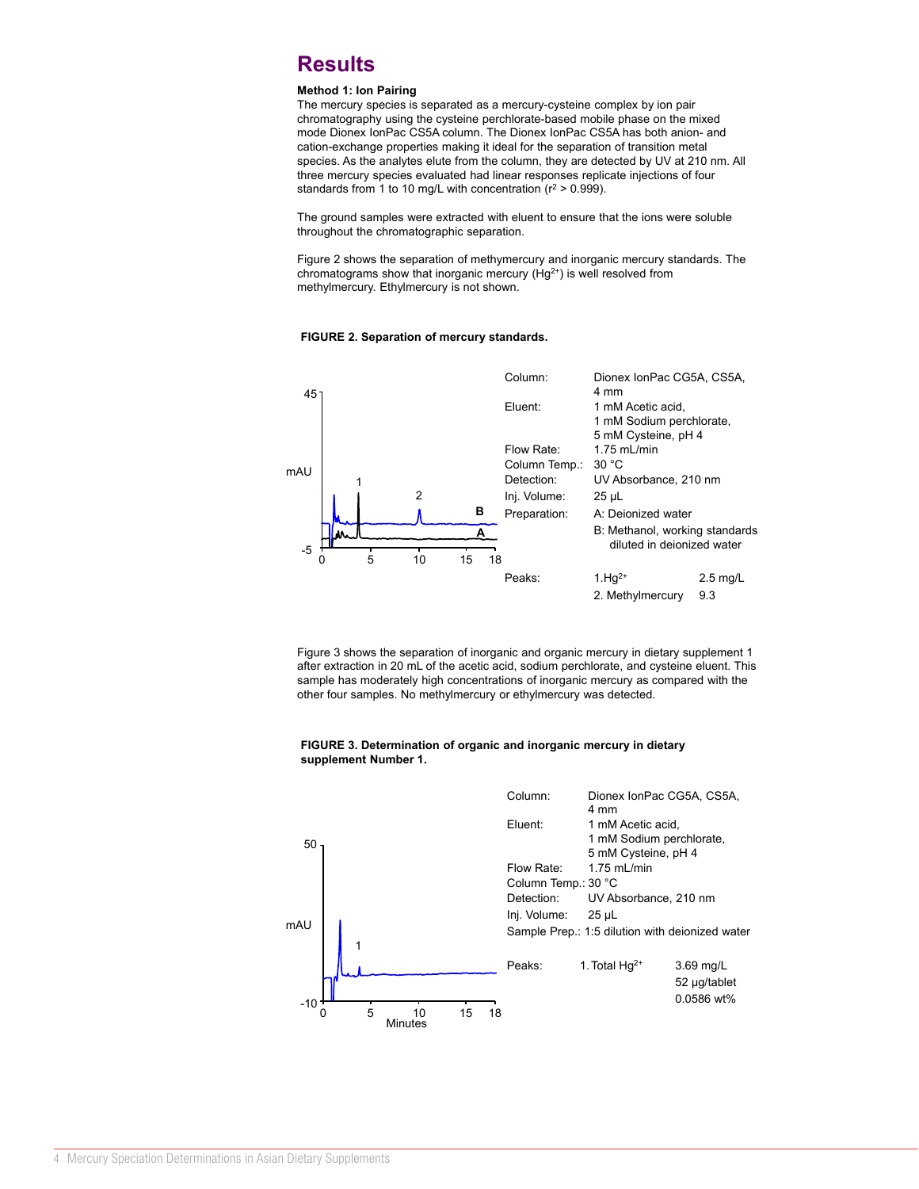## Results

**Method 1: Ion Pairing**

The mercury species is separated as a mercury-cysteine complex by ion pair chromatography using the cysteine perchlorate-based mobile phase on the mixed mode Dionex IonPac CS5A column. The Dionex IonPac CS5A has both anion- and cation-exchange properties making it ideal for the separation of transition metal species. As the analytes elute from the column, they are detected by UV at 210 nm. All three mercury species evaluated had linear responses replicate injections of four standards from 1 to 10 mg/L with concentration ($r^2 > 0.999$).

The ground samples were extracted with eluent to ensure that the ions were soluble throughout the chromatographic separation.

Figure 2 shows the separation of methymercury and inorganic mercury standards. The chromatograms show that inorganic mercury ($Hg^{2+}$) is well resolved from methylmercury. Ethylmercury is not shown.

**FIGURE 2. Separation of mercury standards.**

| | |
|---|---|
| Column: | Dionex IonPac CG5A, CS5A, 4 mm |
| Eluent: | 1 mM Acetic acid, 1 mM Sodium perchlorate, 5 mM Cysteine, pH 4 |
| Flow Rate: | 1.75 mL/min |
| Column Temp.: | 30 °C |
| Detection: | UV Absorbance, 210 nm |
| Inj. Volume: | 25 µL |
| Preparation: | A: Deionized water |
| | B: Methanol, working standards diluted in deionized water |

| Peaks: | | |
|---|---|---|
| | 1. $Hg^{2+}$ | 2.5 mg/L |
| | 2. Methylmercury | 9.3 |

Figure 3 shows the separation of inorganic and organic mercury in dietary supplement 1 after extraction in 20 mL of the acetic acid, sodium perchlorate, and cysteine eluent. This sample has moderately high concentrations of inorganic mercury as compared with the other four samples. No methylmercury or ethylmercury was detected.

**FIGURE 3. Determination of organic and inorganic mercury in dietary supplement Number 1.**

| | |
|---|---|
| Column: | Dionex IonPac CG5A, CS5A, 4 mm |
| Eluent: | 1 mM Acetic acid, 1 mM Sodium perchlorate, 5 mM Cysteine, pH 4 |
| Flow Rate: | 1.75 mL/min |
| Column Temp.: | 30 °C |
| Detection: | UV Absorbance, 210 nm |
| Inj. Volume: | 25 µL |
| Sample Prep.: | 1:5 dilution with deionized water |

| Peaks: | | |
|---|---|---|
| | 1. Total $Hg^{2+}$ | 3.69 mg/L |
| | | 52 µg/tablet |
| | | 0.0586 wt% |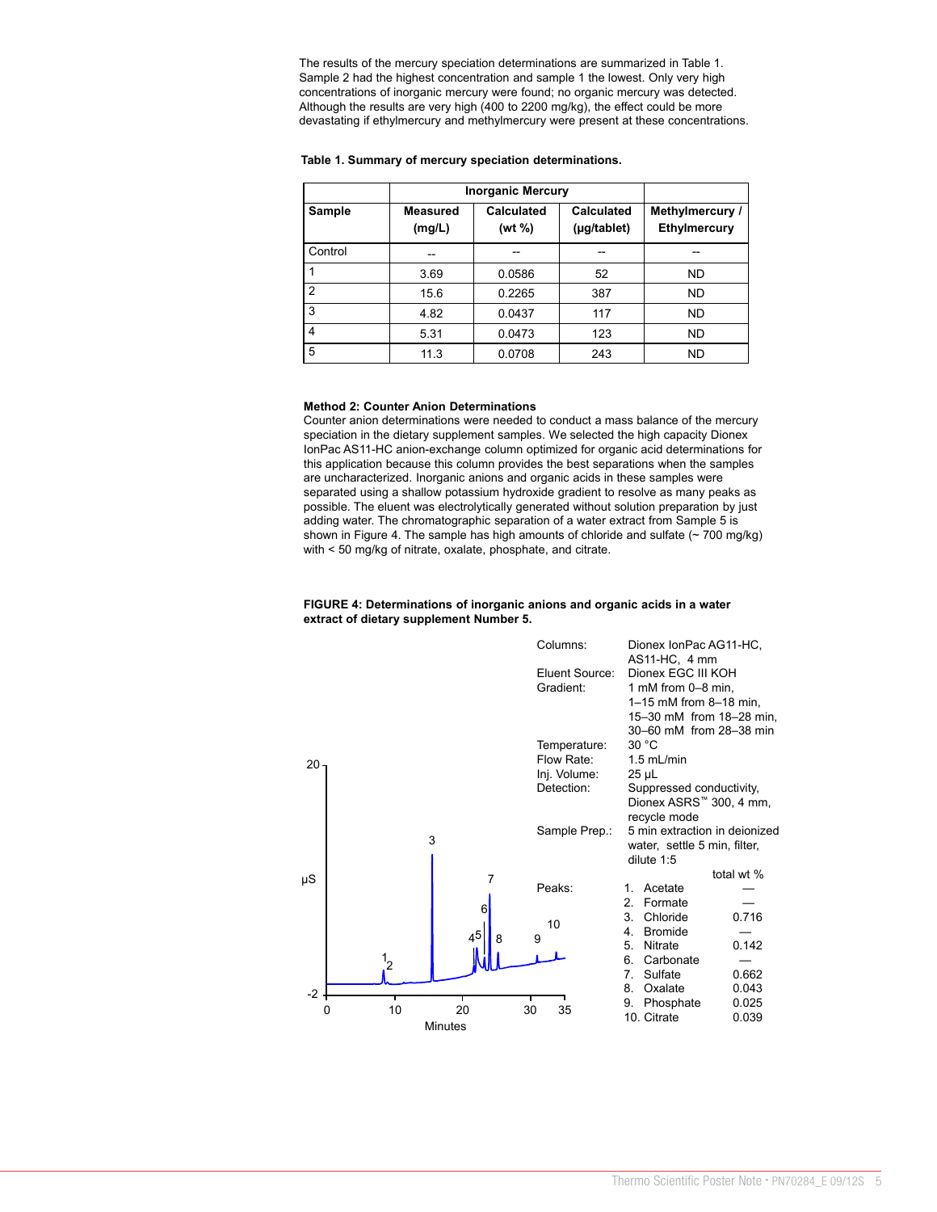The results of the mercury speciation determinations are summarized in Table 1. Sample 2 had the highest concentration and sample 1 the lowest. Only very high concentrations of inorganic mercury were found; no organic mercury was detected. Although the results are very high (400 to 2200 mg/kg), the effect could be more devastating if ethylmercury and methylmercury were present at these concentrations.

**Table 1. Summary of mercury speciation determinations.**

| Sample | Inorganic Mercury | | | Methylmercury / Ethylmercury |
|---|---|---|---|---|
| | **Measured (mg/L)** | **Calculated (wt %)** | **Calculated (µg/tablet)** | |
| Control | -- | -- | -- | -- |
| 1 | 3.69 | 0.0586 | 52 | ND |
| 2 | 15.6 | 0.2265 | 387 | ND |
| 3 | 4.82 | 0.0437 | 117 | ND |
| 4 | 5.31 | 0.0473 | 123 | ND |
| 5 | 11.3 | 0.0708 | 243 | ND |

**Method 2: Counter Anion Determinations**

Counter anion determinations were needed to conduct a mass balance of the mercury speciation in the dietary supplement samples. We selected the high capacity Dionex IonPac AS11-HC anion-exchange column optimized for organic acid determinations for this application because this column provides the best separations when the samples are uncharacterized. Inorganic anions and organic acids in these samples were separated using a shallow potassium hydroxide gradient to resolve as many peaks as possible. The eluent was electrolytically generated without solution preparation by just adding water. The chromatographic separation of a water extract from Sample 5 is shown in Figure 4. The sample has high amounts of chloride and sulfate (~ 700 mg/kg) with < 50 mg/kg of nitrate, oxalate, phosphate, and citrate.

**FIGURE 4: Determinations of inorganic anions and organic acids in a water extract of dietary supplement Number 5.**

Columns: Dionex IonPac AG11-HC, AS11-HC, 4 mm
Eluent Source: Dionex EGC III KOH
Gradient: 1 mM from 0–8 min, 1–15 mM from 8–18 min, 15–30 mM from 18–28 min, 30–60 mM from 28–38 min
Temperature: 30 °C
Flow Rate: 1.5 mL/min
Inj. Volume: 25 µL
Detection: Suppressed conductivity, Dionex ASRS™ 300, 4 mm, recycle mode
Sample Prep.: 5 min extraction in deionized water, settle 5 min, filter, dilute 1:5

| Peaks: | total wt % |
|---|---|
| 1. Acetate | — |
| 2. Formate | — |
| 3. Chloride | 0.716 |
| 4. Bromide | — |
| 5. Nitrate | 0.142 |
| 6. Carbonate | — |
| 7. Sulfate | 0.662 |
| 8. Oxalate | 0.043 |
| 9. Phosphate | 0.025 |
| 10. Citrate | 0.039 |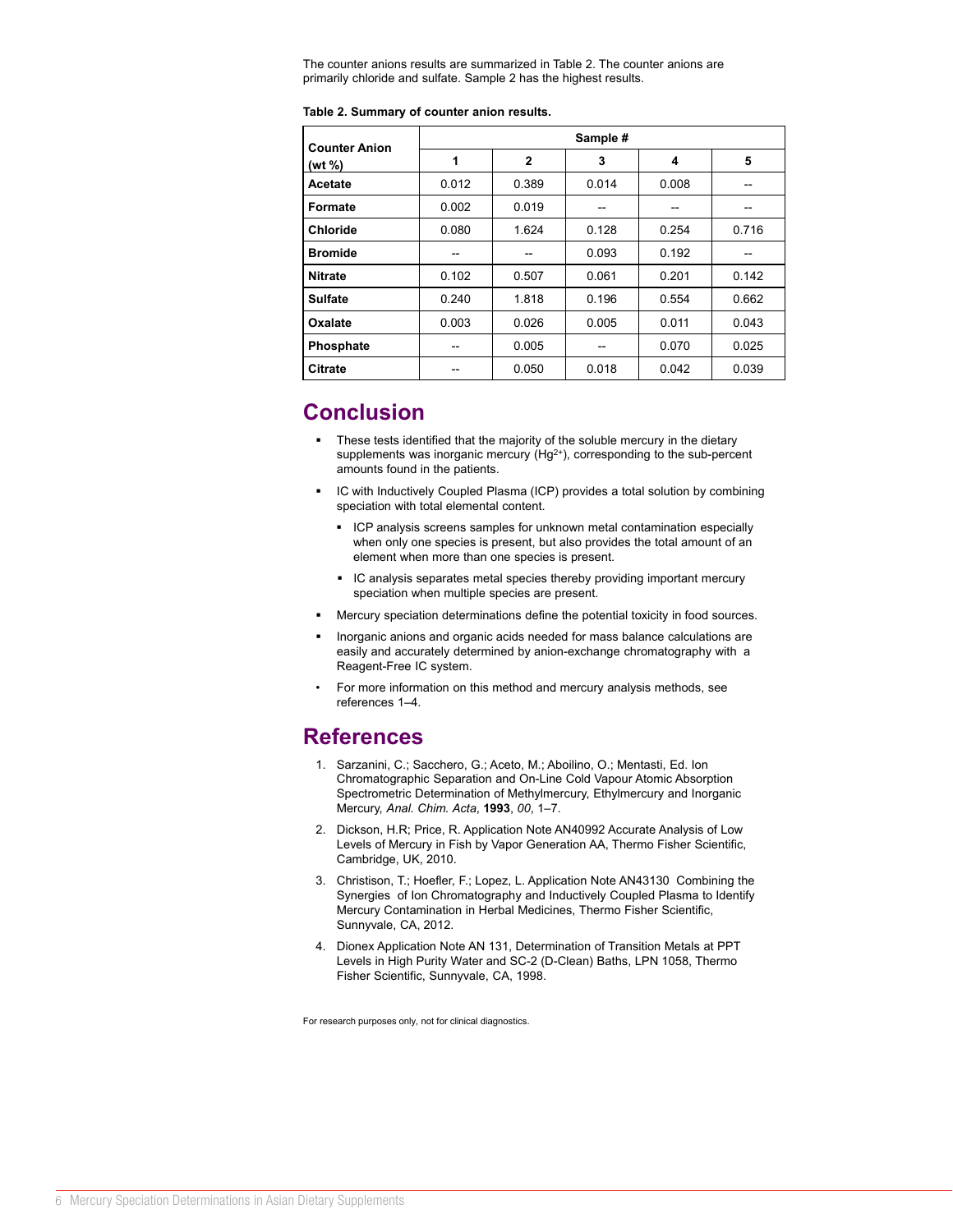The counter anions results are summarized in Table 2. The counter anions are primarily chloride and sulfate. Sample 2 has the highest results.

**Table 2. Summary of counter anion results.**

| Counter Anion (wt %) | Sample # | | | | |
|---|---|---|---|---|---|
| | 1 | 2 | 3 | 4 | 5 |
| **Acetate** | 0.012 | 0.389 | 0.014 | 0.008 | -- |
| **Formate** | 0.002 | 0.019 | -- | -- | -- |
| **Chloride** | 0.080 | 1.624 | 0.128 | 0.254 | 0.716 |
| **Bromide** | -- | -- | 0.093 | 0.192 | -- |
| **Nitrate** | 0.102 | 0.507 | 0.061 | 0.201 | 0.142 |
| **Sulfate** | 0.240 | 1.818 | 0.196 | 0.554 | 0.662 |
| **Oxalate** | 0.003 | 0.026 | 0.005 | 0.011 | 0.043 |
| **Phosphate** | -- | 0.005 | -- | 0.070 | 0.025 |
| **Citrate** | -- | 0.050 | 0.018 | 0.042 | 0.039 |

## Conclusion

- These tests identified that the majority of the soluble mercury in the dietary supplements was inorganic mercury ($Hg^{2+}$), corresponding to the sub-percent amounts found in the patients.
- IC with Inductively Coupled Plasma (ICP) provides a total solution by combining speciation with total elemental content.
  - ICP analysis screens samples for unknown metal contamination especially when only one species is present, but also provides the total amount of an element when more than one species is present.
  - IC analysis separates metal species thereby providing important mercury speciation when multiple species are present.
- Mercury speciation determinations define the potential toxicity in food sources.
- Inorganic anions and organic acids needed for mass balance calculations are easily and accurately determined by anion-exchange chromatography with a Reagent-Free IC system.
- For more information on this method and mercury analysis methods, see references 1–4.

## References

1. Sarzanini, C.; Sacchero, G.; Aceto, M.; Aboilino, O.; Mentasti, Ed. Ion Chromatographic Separation and On-Line Cold Vapour Atomic Absorption Spectrometric Determination of Methylmercury, Ethylmercury and Inorganic Mercury, *Anal. Chim. Acta*, **1993**, *00*, 1–7.
2. Dickson, H.R; Price, R. Application Note AN40992 Accurate Analysis of Low Levels of Mercury in Fish by Vapor Generation AA, Thermo Fisher Scientific, Cambridge, UK, 2010.
3. Christison, T.; Hoefler, F.; Lopez, L. Application Note AN43130 Combining the Synergies of Ion Chromatography and Inductively Coupled Plasma to Identify Mercury Contamination in Herbal Medicines, Thermo Fisher Scientific, Sunnyvale, CA, 2012.
4. Dionex Application Note AN 131, Determination of Transition Metals at PPT Levels in High Purity Water and SC-2 (D-Clean) Baths, LPN 1058, Thermo Fisher Scientific, Sunnyvale, CA, 1998.

For research purposes only, not for clinical diagnostics.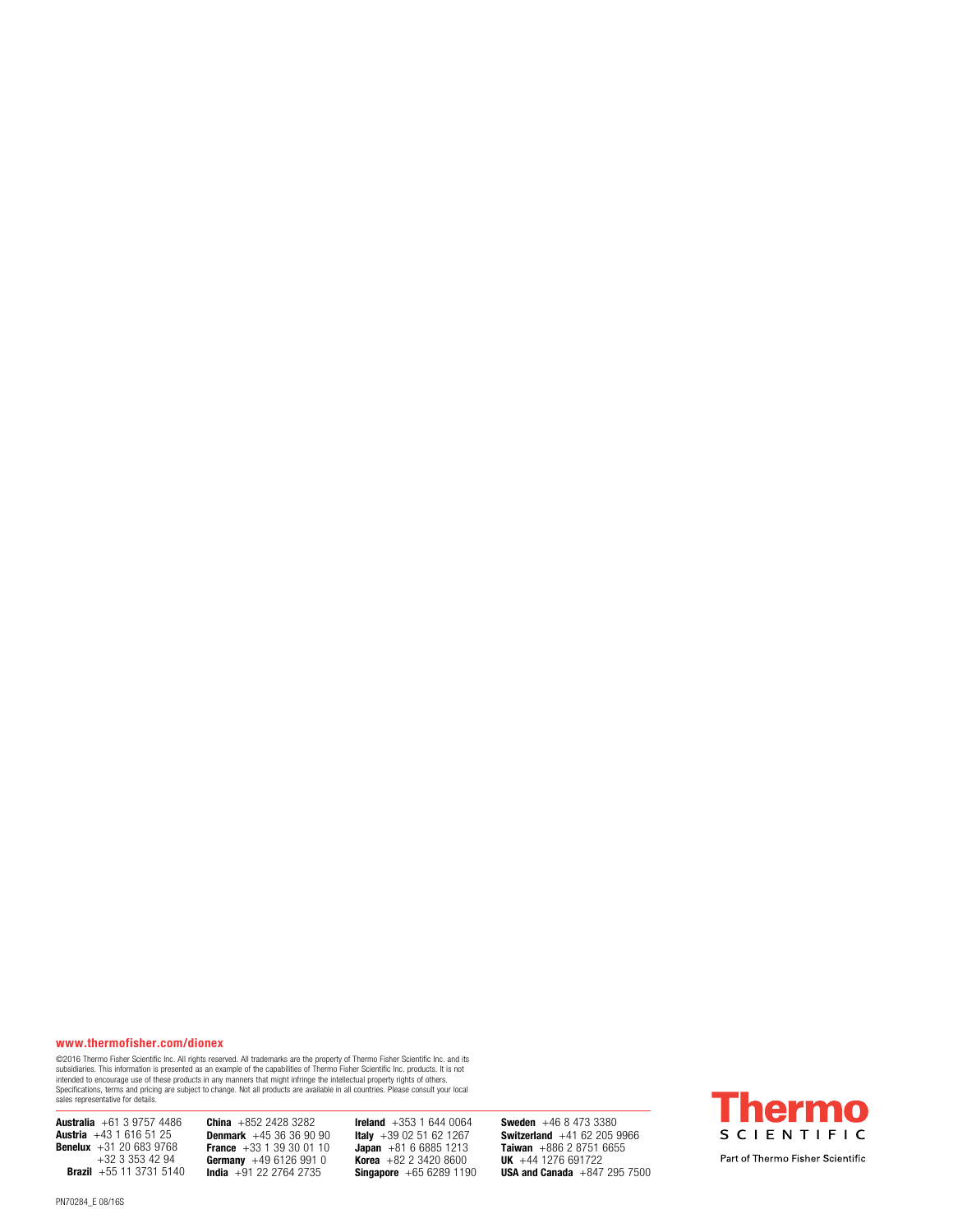**www.thermofisher.com/dionex**

©2016 Thermo Fisher Scientific Inc. All rights reserved. All trademarks are the property of Thermo Fisher Scientific Inc. and its subsidiaries. This information is presented as an example of the capabilities of Thermo Fisher Scientific Inc. products. It is not intended to encourage use of these products in any manners that might infringe the intellectual property rights of others. Specifications, terms and pricing are subject to change. Not all products are available in all countries. Please consult your local sales representative for details.

**Australia** +61 3 9757 4486
**Austria** +43 1 616 51 25
**Benelux** +31 20 683 9768
+32 3 353 42 94
**Brazil** +55 11 3731 5140
**China** +852 2428 3282
**Denmark** +45 36 36 90 90
**France** +33 1 39 30 01 10
**Germany** +49 6126 991 0
**India** +91 22 2764 2735
**Ireland** +353 1 644 0064
**Italy** +39 02 51 62 1267
**Japan** +81 6 6885 1213
**Korea** +82 2 3420 8600
**Singapore** +65 6289 1190
**Sweden** +46 8 473 3380
**Switzerland** +41 62 205 9966
**Taiwan** +886 2 8751 6655
**UK** +44 1276 691722
**USA and Canada** +847 295 7500

Thermo SCIENTIFIC

Part of Thermo Fisher Scientific

PN70284_E 08/16S